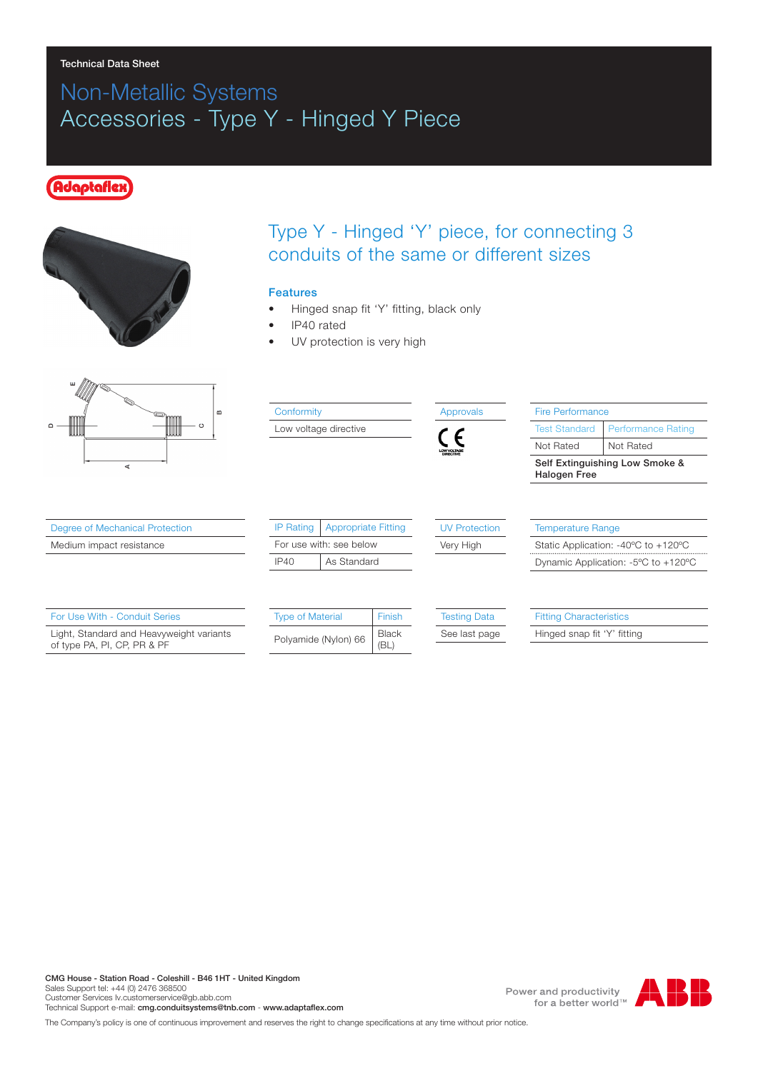Technical Data Sheet

# Non-Metallic Systems
# Accessories - Type Y - Hinged Y Piece

## Type Y - Hinged 'Y' piece, for connecting 3 conduits of the same or different sizes

### Features

- Hinged snap fit 'Y' fitting, black only
- IP40 rated
- UV protection is very high

| Conformity |
|---|
| Low voltage directive |

| Approvals |
|---|
| CE (Low voltage directive) |

| Fire Performance | |
|---|---|
| Test Standard | Performance Rating |
| Not Rated | Not Rated |
| **Self Extinguishing Low Smoke & Halogen Free** | |

| Degree of Mechanical Protection |
|---|
| Medium impact resistance |

| IP Rating | Appropriate Fitting |
|---|---|
| For use with: see below | |
| IP40 | As Standard |

| UV Protection |
|---|
| Very High |

| Temperature Range |
|---|
| Static Application: -40ºC to +120ºC |
| Dynamic Application: -5ºC to +120ºC |

| For Use With - Conduit Series |
|---|
| Light, Standard and Heavyweight variants of type PA, PI, CP, PR & PF |

| Type of Material | Finish |
|---|---|
| Polyamide (Nylon) 66 | Black (BL) |

| Testing Data |
|---|
| See last page |

| Fitting Characteristics |
|---|
| Hinged snap fit 'Y' fitting |

**CMG House - Station Road - Coleshill - B46 1HT - United Kingdom**
Sales Support tel: +44 (0) 2476 368500
Customer Services lv.customerservice@gb.abb.com
Technical Support e-mail: **cmg.conduitsystems@tnb.com** - **www.adaptaflex.com**

Power and productivity for a better world™

The Company's policy is one of continuous improvement and reserves the right to change specifications at any time without prior notice.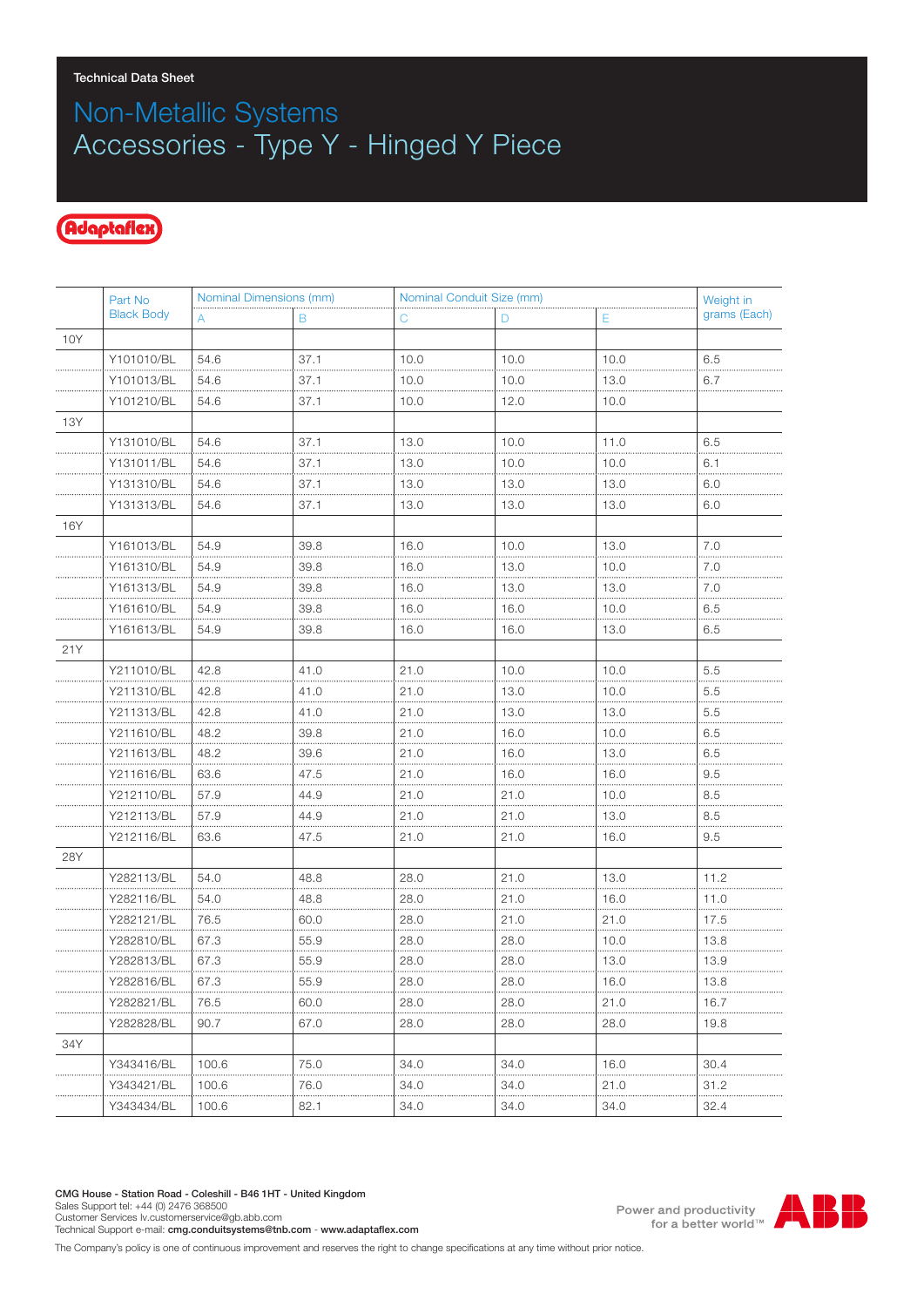Technical Data Sheet

# Non-Metallic Systems
# Accessories - Type Y - Hinged Y Piece

Adaptaflex

| | Part No Black Body | Nominal Dimensions (mm) | | Nominal Conduit Size (mm) | | | Weight in grams (Each) |
|---|---|---|---|---|---|---|---|
| | | A | B | C | D | E | |
| 10Y | | | | | | | |
| | Y101010/BL | 54.6 | 37.1 | 10.0 | 10.0 | 10.0 | 6.5 |
| | Y101013/BL | 54.6 | 37.1 | 10.0 | 10.0 | 13.0 | 6.7 |
| | Y101210/BL | 54.6 | 37.1 | 10.0 | 12.0 | 10.0 | |
| 13Y | | | | | | | |
| | Y131010/BL | 54.6 | 37.1 | 13.0 | 10.0 | 11.0 | 6.5 |
| | Y131011/BL | 54.6 | 37.1 | 13.0 | 10.0 | 10.0 | 6.1 |
| | Y131310/BL | 54.6 | 37.1 | 13.0 | 13.0 | 13.0 | 6.0 |
| | Y131313/BL | 54.6 | 37.1 | 13.0 | 13.0 | 13.0 | 6.0 |
| 16Y | | | | | | | |
| | Y161013/BL | 54.9 | 39.8 | 16.0 | 10.0 | 13.0 | 7.0 |
| | Y161310/BL | 54.9 | 39.8 | 16.0 | 13.0 | 10.0 | 7.0 |
| | Y161313/BL | 54.9 | 39.8 | 16.0 | 13.0 | 13.0 | 7.0 |
| | Y161610/BL | 54.9 | 39.8 | 16.0 | 16.0 | 10.0 | 6.5 |
| | Y161613/BL | 54.9 | 39.8 | 16.0 | 16.0 | 13.0 | 6.5 |
| 21Y | | | | | | | |
| | Y211010/BL | 42.8 | 41.0 | 21.0 | 10.0 | 10.0 | 5.5 |
| | Y211310/BL | 42.8 | 41.0 | 21.0 | 13.0 | 10.0 | 5.5 |
| | Y211313/BL | 42.8 | 41.0 | 21.0 | 13.0 | 13.0 | 5.5 |
| | Y211610/BL | 48.2 | 39.8 | 21.0 | 16.0 | 10.0 | 6.5 |
| | Y211613/BL | 48.2 | 39.6 | 21.0 | 16.0 | 13.0 | 6.5 |
| | Y211616/BL | 63.6 | 47.5 | 21.0 | 16.0 | 16.0 | 9.5 |
| | Y212110/BL | 57.9 | 44.9 | 21.0 | 21.0 | 10.0 | 8.5 |
| | Y212113/BL | 57.9 | 44.9 | 21.0 | 21.0 | 13.0 | 8.5 |
| | Y212116/BL | 63.6 | 47.5 | 21.0 | 21.0 | 16.0 | 9.5 |
| 28Y | | | | | | | |
| | Y282113/BL | 54.0 | 48.8 | 28.0 | 21.0 | 13.0 | 11.2 |
| | Y282116/BL | 54.0 | 48.8 | 28.0 | 21.0 | 16.0 | 11.0 |
| | Y282121/BL | 76.5 | 60.0 | 28.0 | 21.0 | 21.0 | 17.5 |
| | Y282810/BL | 67.3 | 55.9 | 28.0 | 28.0 | 10.0 | 13.8 |
| | Y282813/BL | 67.3 | 55.9 | 28.0 | 28.0 | 13.0 | 13.9 |
| | Y282816/BL | 67.3 | 55.9 | 28.0 | 28.0 | 16.0 | 13.8 |
| | Y282821/BL | 76.5 | 60.0 | 28.0 | 28.0 | 21.0 | 16.7 |
| | Y282828/BL | 90.7 | 67.0 | 28.0 | 28.0 | 28.0 | 19.8 |
| 34Y | | | | | | | |
| | Y343416/BL | 100.6 | 75.0 | 34.0 | 34.0 | 16.0 | 30.4 |
| | Y343421/BL | 100.6 | 76.0 | 34.0 | 34.0 | 21.0 | 31.2 |
| | Y343434/BL | 100.6 | 82.1 | 34.0 | 34.0 | 34.0 | 32.4 |

**CMG House - Station Road - Coleshill - B46 1HT - United Kingdom**
Sales Support tel: +44 (0) 2476 368500
Customer Services lv.customerservice@gb.abb.com
Technical Support e-mail: **cmg.conduitsystems@tnb.com** - **www.adaptaflex.com**

Power and productivity for a better world™ ABB

The Company's policy is one of continuous improvement and reserves the right to change specifications at any time without prior notice.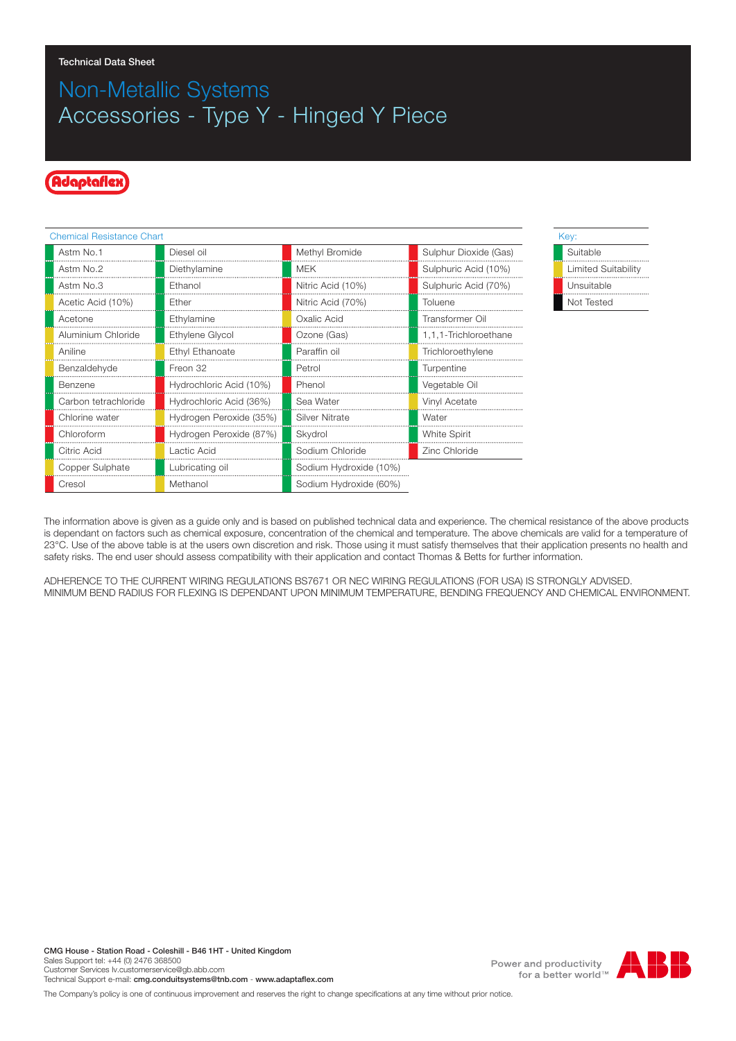Technical Data Sheet

# Non-Metallic Systems
# Accessories - Type Y - Hinged Y Piece

Adaptaflex

## Chemical Resistance Chart

| Chemical | Rating | Chemical | Rating | Chemical | Rating | Chemical | Rating |
|---|---|---|---|---|---|---|---|
| Astm No.1 | Suitable | Diesel oil | Suitable | Methyl Bromide | Unsuitable | Sulphur Dioxide (Gas) | Unsuitable |
| Astm No.2 | Suitable | Diethylamine | Suitable | MEK | Suitable | Sulphuric Acid (10%) | Suitable |
| Astm No.3 | Suitable | Ethanol | Suitable | Nitric Acid (10%) | Unsuitable | Sulphuric Acid (70%) | Suitable |
| Acetic Acid (10%) | Limited Suitability | Ether | Limited Suitability | Nitric Acid (70%) | Unsuitable | Toluene | Suitable |
| Acetone | Suitable | Ethylamine | Suitable | Oxalic Acid | Limited Suitability | Transformer Oil | Suitable |
| Aluminium Chloride | Limited Suitability | Ethylene Glycol | Suitable | Ozone (Gas) | Unsuitable | 1,1,1-Trichloroethane | Suitable |
| Aniline | Limited Suitability | Ethyl Ethanoate | Limited Suitability | Paraffin oil | Suitable | Trichloroethylene | Suitable |
| Benzaldehyde | Limited Suitability | Freon 32 | Suitable | Petrol | Suitable | Turpentine | Suitable |
| Benzene | Suitable | Hydrochloric Acid (10%) | Unsuitable | Phenol | Unsuitable | Vegetable Oil | Suitable |
| Carbon tetrachloride | Suitable | Hydrochloric Acid (36%) | Unsuitable | Sea Water | Suitable | Vinyl Acetate | Limited Suitability |
| Chlorine water | Unsuitable | Hydrogen Peroxide (35%) | Unsuitable | Silver Nitrate | Suitable | Water | Suitable |
| Chloroform | Unsuitable | Hydrogen Peroxide (87%) | Unsuitable | Skydrol | Suitable | White Spirit | Suitable |
| Citric Acid | Suitable | Lactic Acid | Limited Suitability | Sodium Chloride | Suitable | Zinc Chloride | Unsuitable |
| Copper Sulphate | Limited Suitability | Lubricating oil | Suitable | Sodium Hydroxide (10%) | Suitable | | |
| Cresol | Unsuitable | Methanol | Suitable | Sodium Hydroxide (60%) | Suitable | | |

Key:
- Suitable
- Limited Suitability
- Unsuitable
- Not Tested

The information above is given as a guide only and is based on published technical data and experience. The chemical resistance of the above products is dependant on factors such as chemical exposure, concentration of the chemical and temperature. The above chemicals are valid for a temperature of 23°C. Use of the above table is at the users own discretion and risk. Those using it must satisfy themselves that their application presents no health and safety risks. The end user should assess compatibility with their application and contact Thomas & Betts for further information.

ADHERENCE TO THE CURRENT WIRING REGULATIONS BS7671 OR NEC WIRING REGULATIONS (FOR USA) IS STRONGLY ADVISED.
MINIMUM BEND RADIUS FOR FLEXING IS DEPENDANT UPON MINIMUM TEMPERATURE, BENDING FREQUENCY AND CHEMICAL ENVIRONMENT.

**CMG House - Station Road - Coleshill - B46 1HT - United Kingdom**
Sales Support tel: +44 (0) 2476 368500
Customer Services lv.customerservice@gb.abb.com
Technical Support e-mail: **cmg.conduitsystems@tnb.com** - **www.adaptaflex.com**

Power and productivity for a better world™ ABB

The Company's policy is one of continuous improvement and reserves the right to change specifications at any time without prior notice.